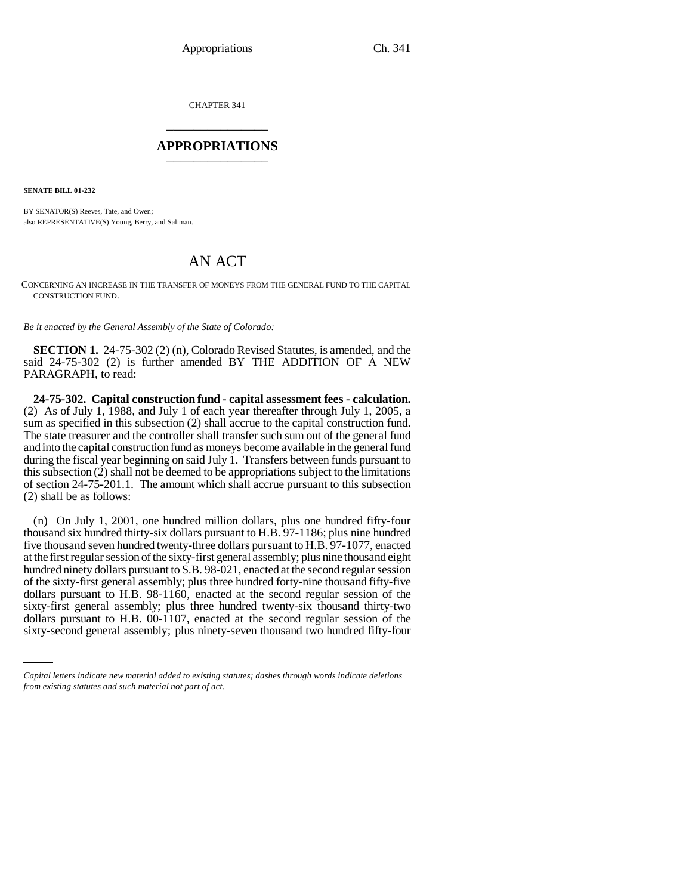CHAPTER 341

## APPROPRIATIONS

**SENATE BILL 01-232**

BY SENATOR(S) Reeves, Tate, and Owen;
also REPRESENTATIVE(S) Young, Berry, and Saliman.

# AN ACT

CONCERNING AN INCREASE IN THE TRANSFER OF MONEYS FROM THE GENERAL FUND TO THE CAPITAL CONSTRUCTION FUND.

*Be it enacted by the General Assembly of the State of Colorado:*

**SECTION 1.** 24-75-302 (2) (n), Colorado Revised Statutes, is amended, and the said 24-75-302 (2) is further amended BY THE ADDITION OF A NEW PARAGRAPH, to read:

**24-75-302. Capital construction fund - capital assessment fees - calculation.** (2) As of July 1, 1988, and July 1 of each year thereafter through July 1, 2005, a sum as specified in this subsection (2) shall accrue to the capital construction fund. The state treasurer and the controller shall transfer such sum out of the general fund and into the capital construction fund as moneys become available in the general fund during the fiscal year beginning on said July 1. Transfers between funds pursuant to this subsection (2) shall not be deemed to be appropriations subject to the limitations of section 24-75-201.1. The amount which shall accrue pursuant to this subsection (2) shall be as follows:

(n) On July 1, 2001, one hundred million dollars, plus one hundred fifty-four thousand six hundred thirty-six dollars pursuant to H.B. 97-1186; plus nine hundred five thousand seven hundred twenty-three dollars pursuant to H.B. 97-1077, enacted at the first regular session of the sixty-first general assembly; plus nine thousand eight hundred ninety dollars pursuant to S.B. 98-021, enacted at the second regular session of the sixty-first general assembly; plus three hundred forty-nine thousand fifty-five dollars pursuant to H.B. 98-1160, enacted at the second regular session of the sixty-first general assembly; plus three hundred twenty-six thousand thirty-two dollars pursuant to H.B. 00-1107, enacted at the second regular session of the sixty-second general assembly; plus ninety-seven thousand two hundred fifty-four

*Capital letters indicate new material added to existing statutes; dashes through words indicate deletions from existing statutes and such material not part of act.*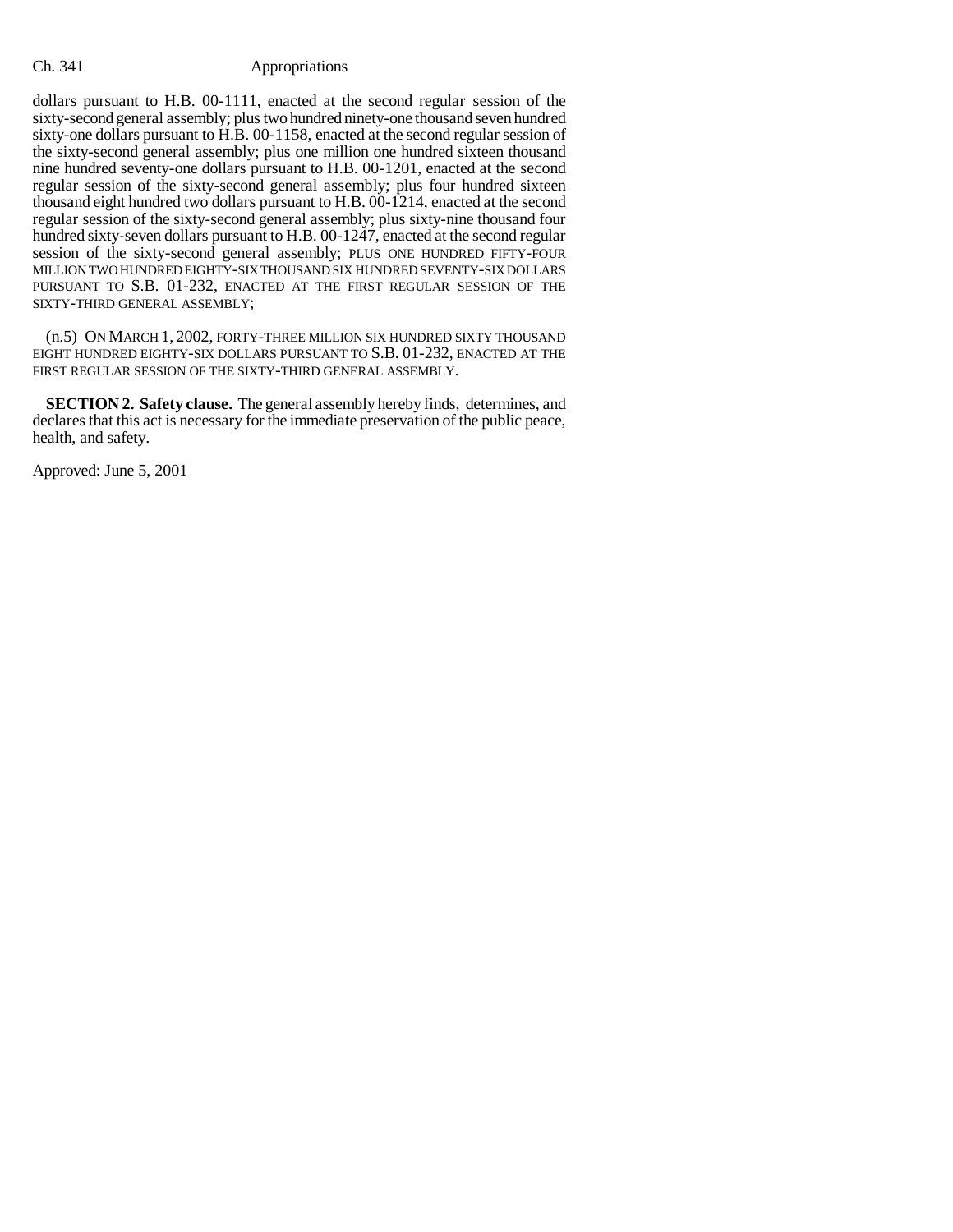dollars pursuant to H.B. 00-1111, enacted at the second regular session of the sixty-second general assembly; plus two hundred ninety-one thousand seven hundred sixty-one dollars pursuant to H.B. 00-1158, enacted at the second regular session of the sixty-second general assembly; plus one million one hundred sixteen thousand nine hundred seventy-one dollars pursuant to H.B. 00-1201, enacted at the second regular session of the sixty-second general assembly; plus four hundred sixteen thousand eight hundred two dollars pursuant to H.B. 00-1214, enacted at the second regular session of the sixty-second general assembly; plus sixty-nine thousand four hundred sixty-seven dollars pursuant to H.B. 00-1247, enacted at the second regular session of the sixty-second general assembly; PLUS ONE HUNDRED FIFTY-FOUR MILLION TWO HUNDRED EIGHTY-SIX THOUSAND SIX HUNDRED SEVENTY-SIX DOLLARS PURSUANT TO S.B. 01-232, ENACTED AT THE FIRST REGULAR SESSION OF THE SIXTY-THIRD GENERAL ASSEMBLY;

(n.5) ON MARCH 1, 2002, FORTY-THREE MILLION SIX HUNDRED SIXTY THOUSAND EIGHT HUNDRED EIGHTY-SIX DOLLARS PURSUANT TO S.B. 01-232, ENACTED AT THE FIRST REGULAR SESSION OF THE SIXTY-THIRD GENERAL ASSEMBLY.

**SECTION 2. Safety clause.** The general assembly hereby finds, determines, and declares that this act is necessary for the immediate preservation of the public peace, health, and safety.

Approved: June 5, 2001